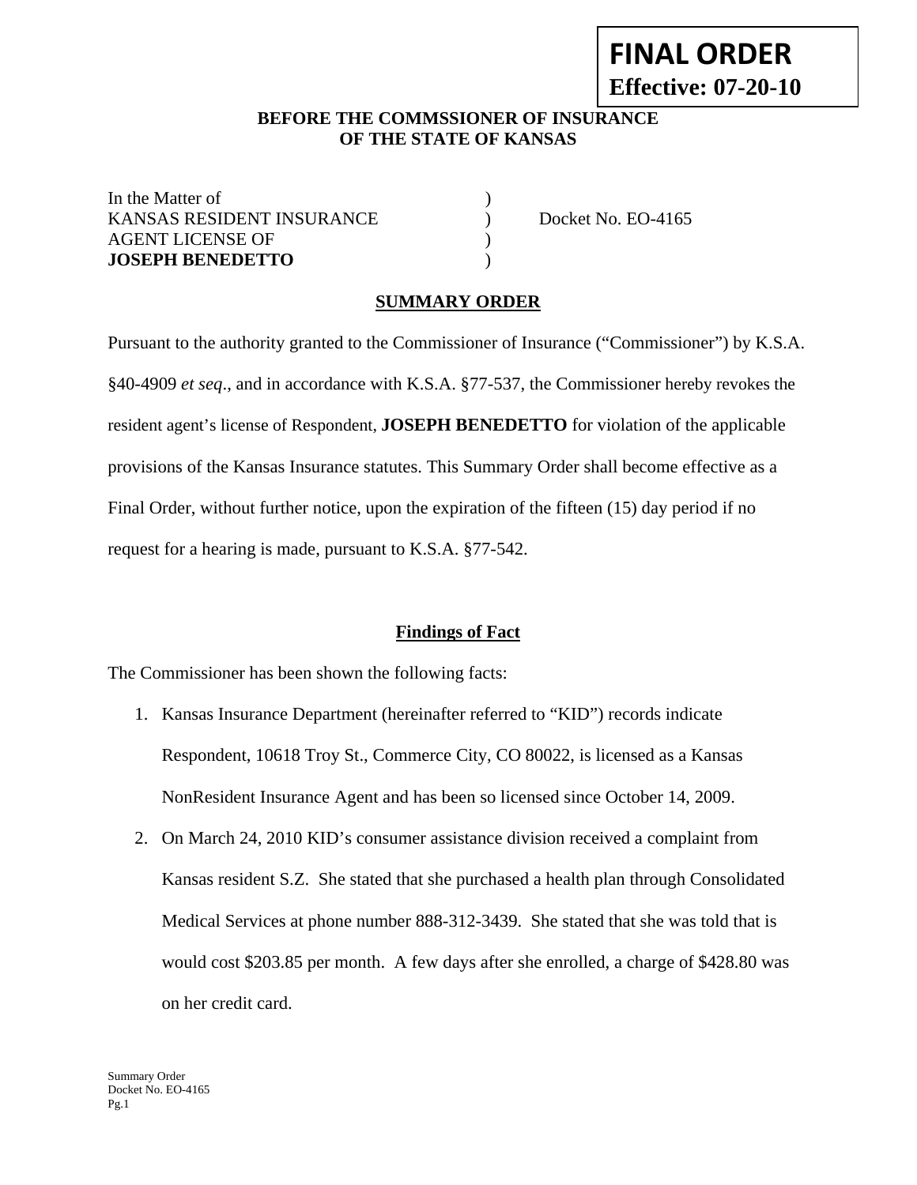**FINAL ORDER**
**Effective: 07-20-10**

**BEFORE THE COMMSSIONER OF INSURANCE**
**OF THE STATE OF KANSAS**

In the Matter of )
KANSAS RESIDENT INSURANCE ) Docket No. EO-4165
AGENT LICENSE OF )
**JOSEPH BENEDETTO** )

## SUMMARY ORDER

Pursuant to the authority granted to the Commissioner of Insurance ("Commissioner") by K.S.A. §40-4909 *et seq*., and in accordance with K.S.A. §77-537, the Commissioner hereby revokes the resident agent's license of Respondent, **JOSEPH BENEDETTO** for violation of the applicable provisions of the Kansas Insurance statutes. This Summary Order shall become effective as a Final Order, without further notice, upon the expiration of the fifteen (15) day period if no request for a hearing is made, pursuant to K.S.A. §77-542.

### Findings of Fact

The Commissioner has been shown the following facts:

1. Kansas Insurance Department (hereinafter referred to "KID") records indicate Respondent, 10618 Troy St., Commerce City, CO 80022, is licensed as a Kansas NonResident Insurance Agent and has been so licensed since October 14, 2009.
2. On March 24, 2010 KID's consumer assistance division received a complaint from Kansas resident S.Z. She stated that she purchased a health plan through Consolidated Medical Services at phone number 888-312-3439. She stated that she was told that is would cost $203.85 per month. A few days after she enrolled, a charge of $428.80 was on her credit card.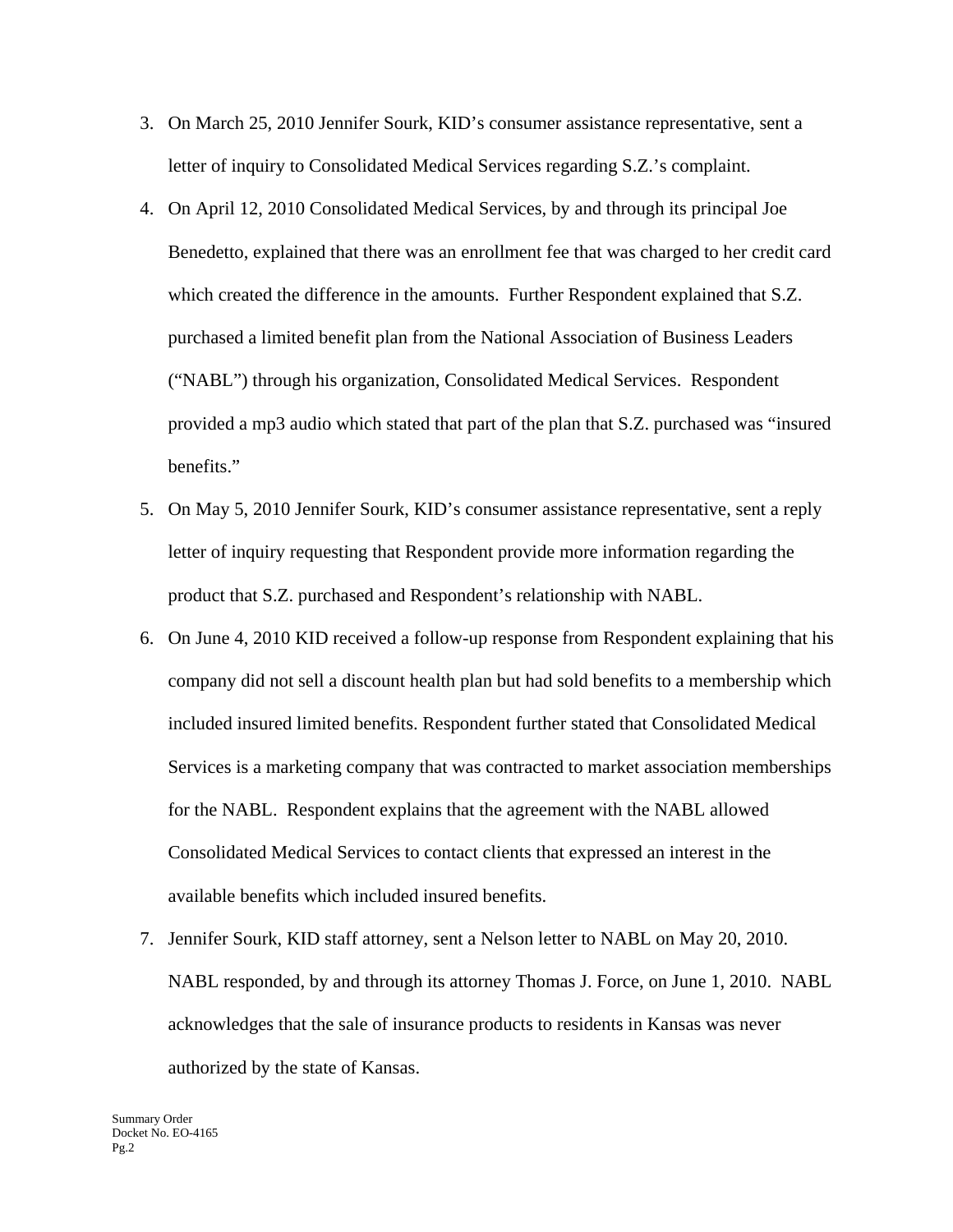3. On March 25, 2010 Jennifer Sourk, KID's consumer assistance representative, sent a letter of inquiry to Consolidated Medical Services regarding S.Z.'s complaint.
4. On April 12, 2010 Consolidated Medical Services, by and through its principal Joe Benedetto, explained that there was an enrollment fee that was charged to her credit card which created the difference in the amounts. Further Respondent explained that S.Z. purchased a limited benefit plan from the National Association of Business Leaders ("NABL") through his organization, Consolidated Medical Services. Respondent provided a mp3 audio which stated that part of the plan that S.Z. purchased was "insured benefits."
5. On May 5, 2010 Jennifer Sourk, KID's consumer assistance representative, sent a reply letter of inquiry requesting that Respondent provide more information regarding the product that S.Z. purchased and Respondent's relationship with NABL.
6. On June 4, 2010 KID received a follow-up response from Respondent explaining that his company did not sell a discount health plan but had sold benefits to a membership which included insured limited benefits. Respondent further stated that Consolidated Medical Services is a marketing company that was contracted to market association memberships for the NABL. Respondent explains that the agreement with the NABL allowed Consolidated Medical Services to contact clients that expressed an interest in the available benefits which included insured benefits.
7. Jennifer Sourk, KID staff attorney, sent a Nelson letter to NABL on May 20, 2010. NABL responded, by and through its attorney Thomas J. Force, on June 1, 2010. NABL acknowledges that the sale of insurance products to residents in Kansas was never authorized by the state of Kansas.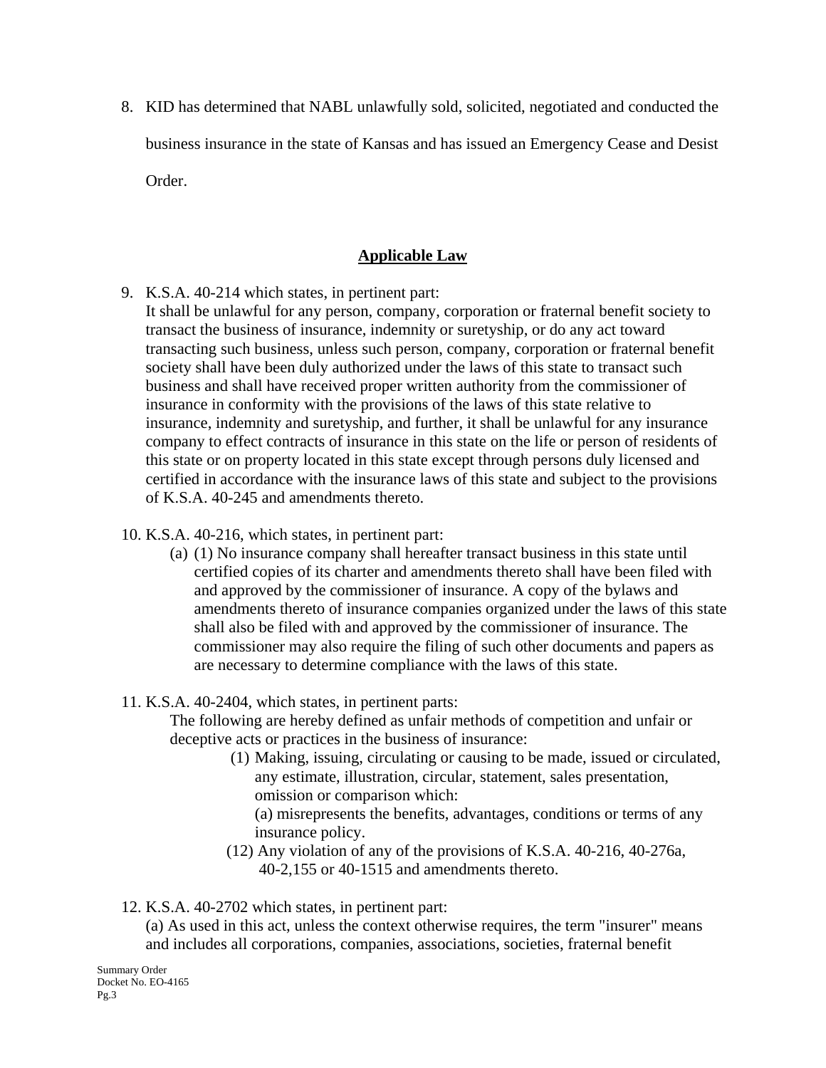8. KID has determined that NABL unlawfully sold, solicited, negotiated and conducted the business insurance in the state of Kansas and has issued an Emergency Cease and Desist Order.

## Applicable Law

9. K.S.A. 40-214 which states, in pertinent part:
   It shall be unlawful for any person, company, corporation or fraternal benefit society to transact the business of insurance, indemnity or suretyship, or do any act toward transacting such business, unless such person, company, corporation or fraternal benefit society shall have been duly authorized under the laws of this state to transact such business and shall have received proper written authority from the commissioner of insurance in conformity with the provisions of the laws of this state relative to insurance, indemnity and suretyship, and further, it shall be unlawful for any insurance company to effect contracts of insurance in this state on the life or person of residents of this state or on property located in this state except through persons duly licensed and certified in accordance with the insurance laws of this state and subject to the provisions of K.S.A. 40-245 and amendments thereto.

10. K.S.A. 40-216, which states, in pertinent part:
    (a) (1) No insurance company shall hereafter transact business in this state until certified copies of its charter and amendments thereto shall have been filed with and approved by the commissioner of insurance. A copy of the bylaws and amendments thereto of insurance companies organized under the laws of this state shall also be filed with and approved by the commissioner of insurance. The commissioner may also require the filing of such other documents and papers as are necessary to determine compliance with the laws of this state.

11. K.S.A. 40-2404, which states, in pertinent parts:
    The following are hereby defined as unfair methods of competition and unfair or deceptive acts or practices in the business of insurance:
    (1) Making, issuing, circulating or causing to be made, issued or circulated, any estimate, illustration, circular, statement, sales presentation, omission or comparison which:
    (a) misrepresents the benefits, advantages, conditions or terms of any insurance policy.
    (12) Any violation of any of the provisions of K.S.A. 40-216, 40-276a, 40-2,155 or 40-1515 and amendments thereto.

12. K.S.A. 40-2702 which states, in pertinent part:
    (a) As used in this act, unless the context otherwise requires, the term "insurer" means and includes all corporations, companies, associations, societies, fraternal benefit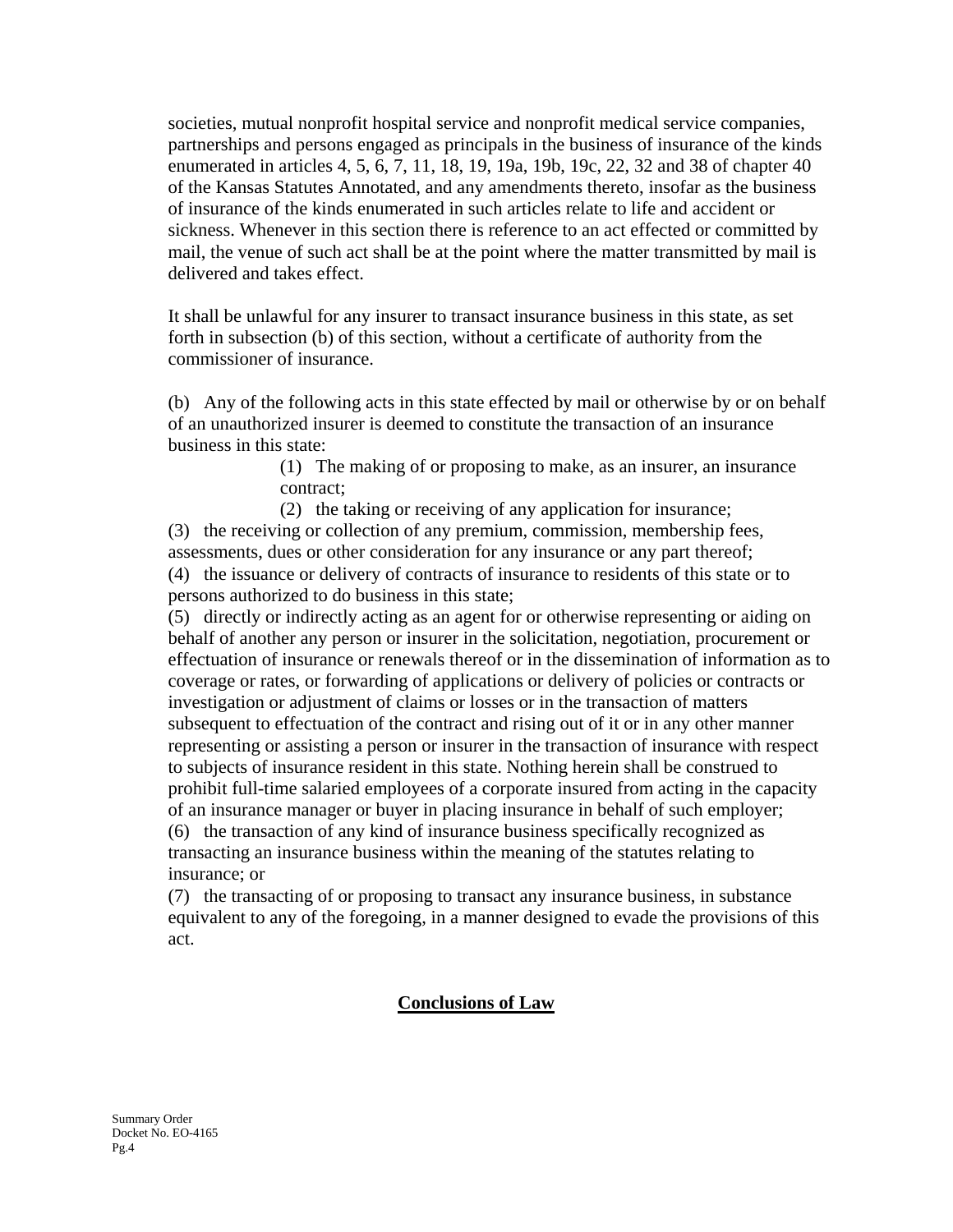societies, mutual nonprofit hospital service and nonprofit medical service companies, partnerships and persons engaged as principals in the business of insurance of the kinds enumerated in articles 4, 5, 6, 7, 11, 18, 19, 19a, 19b, 19c, 22, 32 and 38 of chapter 40 of the Kansas Statutes Annotated, and any amendments thereto, insofar as the business of insurance of the kinds enumerated in such articles relate to life and accident or sickness. Whenever in this section there is reference to an act effected or committed by mail, the venue of such act shall be at the point where the matter transmitted by mail is delivered and takes effect.

It shall be unlawful for any insurer to transact insurance business in this state, as set forth in subsection (b) of this section, without a certificate of authority from the commissioner of insurance.

(b) Any of the following acts in this state effected by mail or otherwise by or on behalf of an unauthorized insurer is deemed to constitute the transaction of an insurance business in this state:

(1) The making of or proposing to make, as an insurer, an insurance contract;

(2) the taking or receiving of any application for insurance;

(3) the receiving or collection of any premium, commission, membership fees, assessments, dues or other consideration for any insurance or any part thereof;

(4) the issuance or delivery of contracts of insurance to residents of this state or to persons authorized to do business in this state;

(5) directly or indirectly acting as an agent for or otherwise representing or aiding on behalf of another any person or insurer in the solicitation, negotiation, procurement or effectuation of insurance or renewals thereof or in the dissemination of information as to coverage or rates, or forwarding of applications or delivery of policies or contracts or investigation or adjustment of claims or losses or in the transaction of matters subsequent to effectuation of the contract and rising out of it or in any other manner representing or assisting a person or insurer in the transaction of insurance with respect to subjects of insurance resident in this state. Nothing herein shall be construed to prohibit full-time salaried employees of a corporate insured from acting in the capacity of an insurance manager or buyer in placing insurance in behalf of such employer;

(6) the transaction of any kind of insurance business specifically recognized as transacting an insurance business within the meaning of the statutes relating to insurance; or

(7) the transacting of or proposing to transact any insurance business, in substance equivalent to any of the foregoing, in a manner designed to evade the provisions of this act.

## Conclusions of Law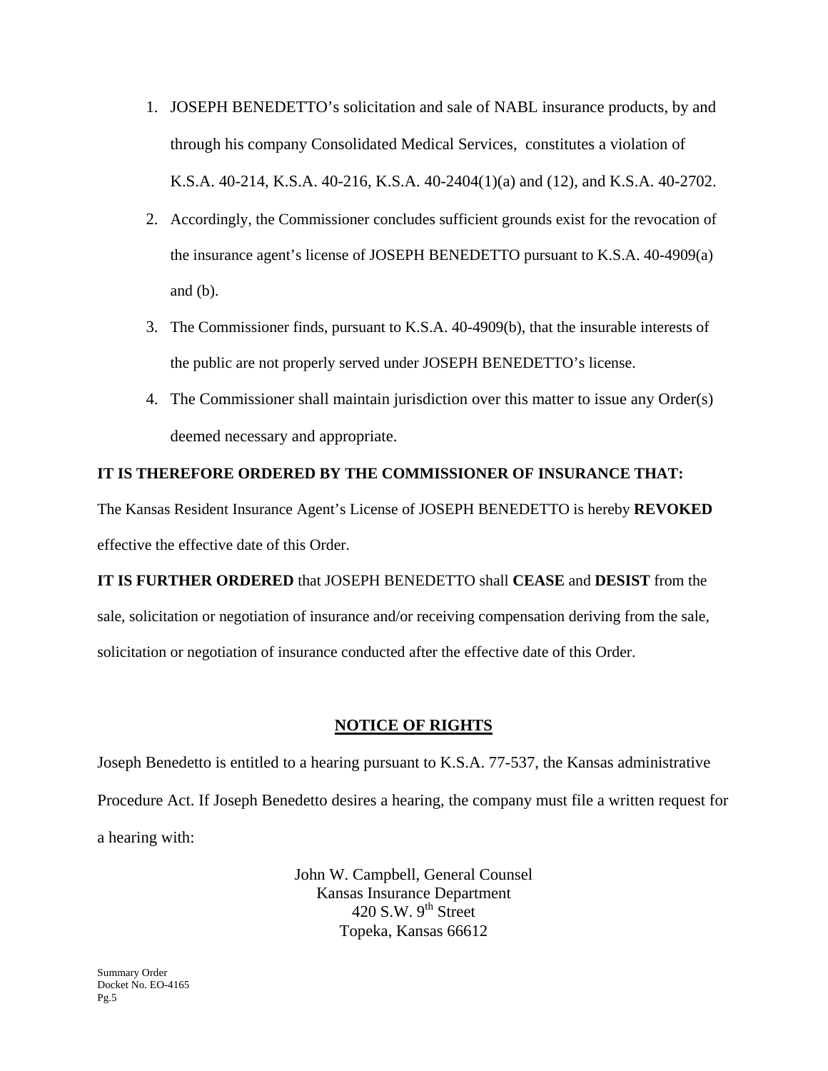1. JOSEPH BENEDETTO's solicitation and sale of NABL insurance products, by and through his company Consolidated Medical Services, constitutes a violation of K.S.A. 40-214, K.S.A. 40-216, K.S.A. 40-2404(1)(a) and (12), and K.S.A. 40-2702.
2. Accordingly, the Commissioner concludes sufficient grounds exist for the revocation of the insurance agent's license of JOSEPH BENEDETTO pursuant to K.S.A. 40-4909(a) and (b).
3. The Commissioner finds, pursuant to K.S.A. 40-4909(b), that the insurable interests of the public are not properly served under JOSEPH BENEDETTO's license.
4. The Commissioner shall maintain jurisdiction over this matter to issue any Order(s) deemed necessary and appropriate.

**IT IS THEREFORE ORDERED BY THE COMMISSIONER OF INSURANCE THAT:**

The Kansas Resident Insurance Agent's License of JOSEPH BENEDETTO is hereby **REVOKED** effective the effective date of this Order.

**IT IS FURTHER ORDERED** that JOSEPH BENEDETTO shall **CEASE** and **DESIST** from the sale, solicitation or negotiation of insurance and/or receiving compensation deriving from the sale, solicitation or negotiation of insurance conducted after the effective date of this Order.

## NOTICE OF RIGHTS

Joseph Benedetto is entitled to a hearing pursuant to K.S.A. 77-537, the Kansas administrative Procedure Act. If Joseph Benedetto desires a hearing, the company must file a written request for a hearing with:

John W. Campbell, General Counsel
Kansas Insurance Department
420 S.W. 9th Street
Topeka, Kansas 66612

Summary Order
Docket No. EO-4165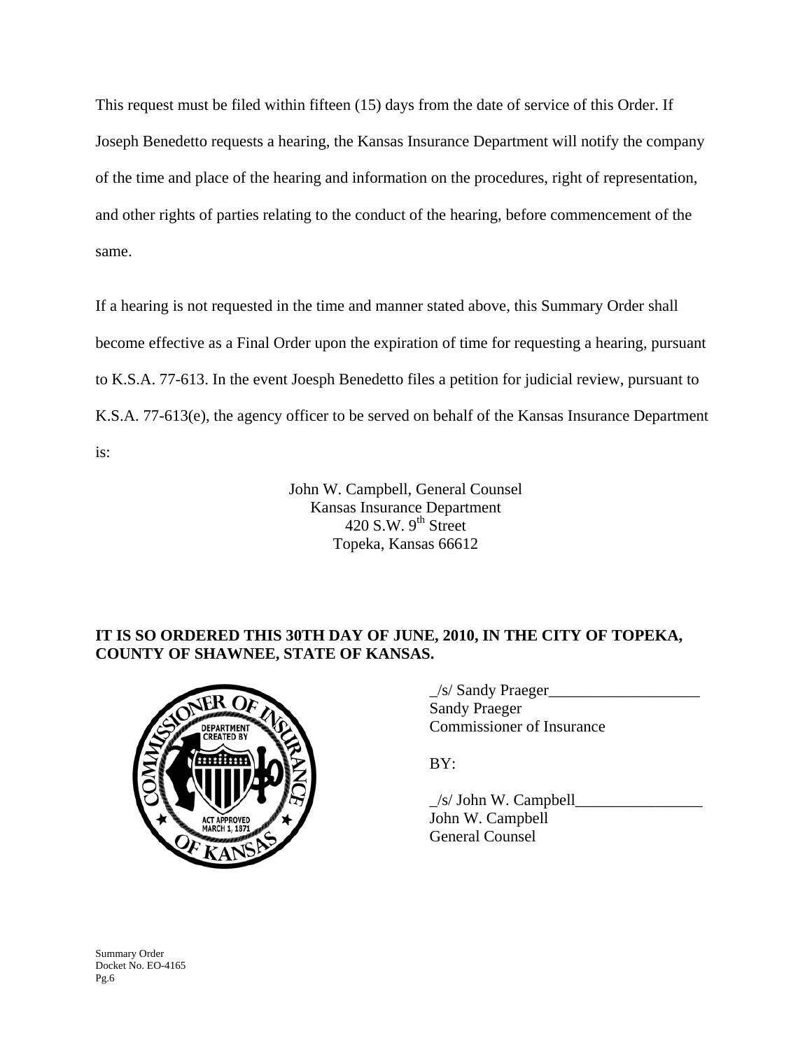This request must be filed within fifteen (15) days from the date of service of this Order. If Joseph Benedetto requests a hearing, the Kansas Insurance Department will notify the company of the time and place of the hearing and information on the procedures, right of representation, and other rights of parties relating to the conduct of the hearing, before commencement of the same.

If a hearing is not requested in the time and manner stated above, this Summary Order shall become effective as a Final Order upon the expiration of time for requesting a hearing, pursuant to K.S.A. 77-613. In the event Joesph Benedetto files a petition for judicial review, pursuant to K.S.A. 77-613(e), the agency officer to be served on behalf of the Kansas Insurance Department is:

John W. Campbell, General Counsel
Kansas Insurance Department
420 S.W. 9th Street
Topeka, Kansas 66612

**IT IS SO ORDERED THIS 30TH DAY OF JUNE, 2010, IN THE CITY OF TOPEKA, COUNTY OF SHAWNEE, STATE OF KANSAS.**

_/s/ Sandy Praeger___________________
Sandy Praeger
Commissioner of Insurance

BY:

_/s/ John W. Campbell________________
John W. Campbell
General Counsel

Summary Order
Docket No. EO-4165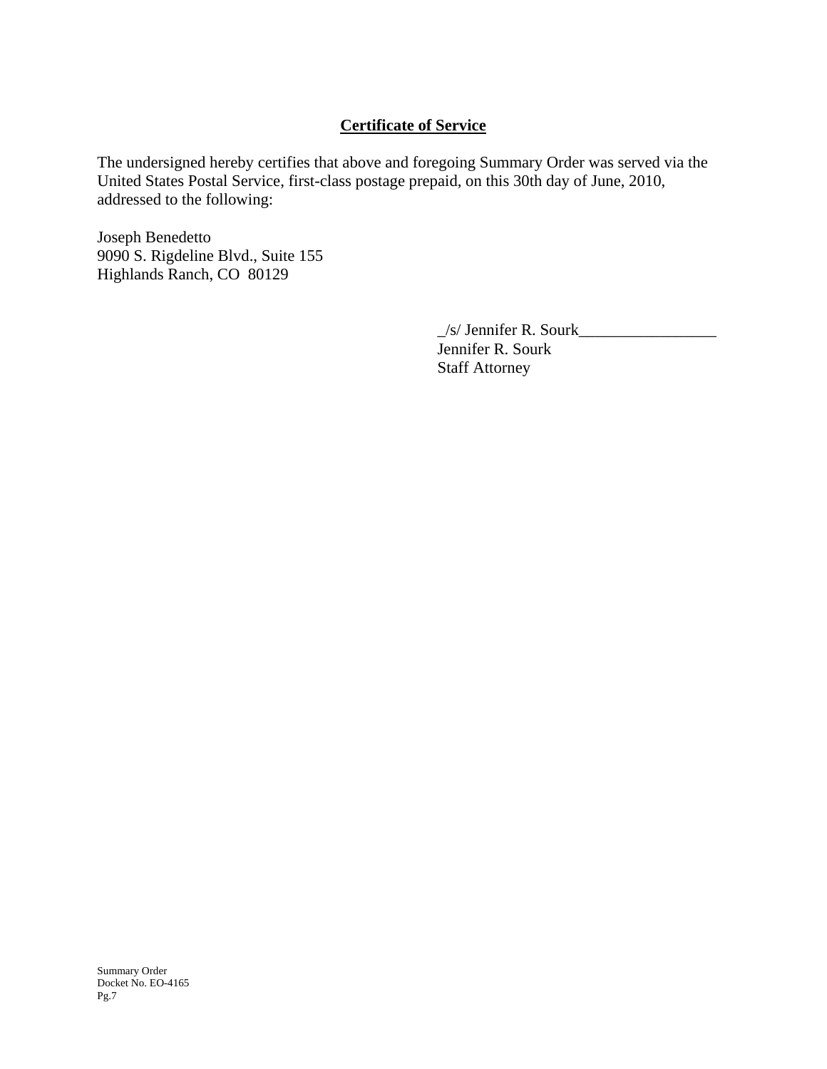**Certificate of Service**

The undersigned hereby certifies that above and foregoing Summary Order was served via the United States Postal Service, first-class postage prepaid, on this 30th day of June, 2010, addressed to the following:

Joseph Benedetto
9090 S. Rigdeline Blvd., Suite 155
Highlands Ranch, CO 80129

_/s/ Jennifer R. Sourk_________________
Jennifer R. Sourk
Staff Attorney

Summary Order
Docket No. EO-4165